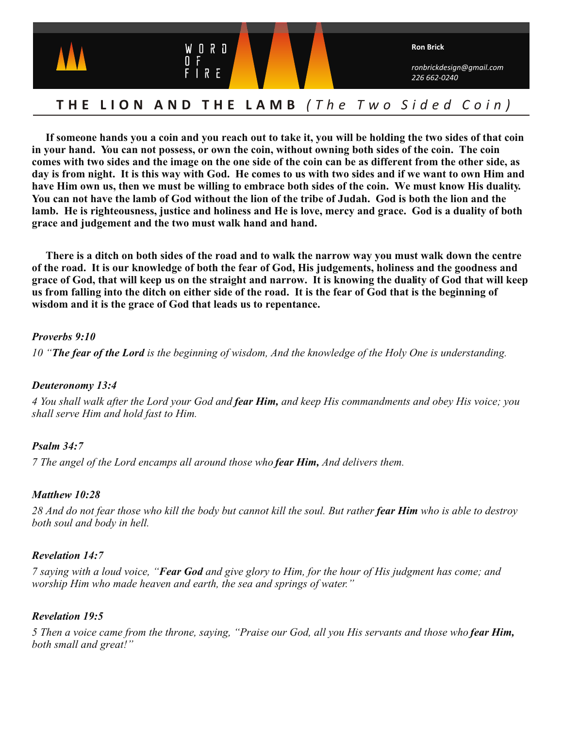WORD OF FIRE

**Ron Brick**

*ronbrickdesign@gmail.com*
*226 662-0240*

# THE LION AND THE LAMB *(The Two Sided Coin)*

**If someone hands you a coin and you reach out to take it, you will be holding the two sides of that coin in your hand. You can not possess, or own the coin, without owning both sides of the coin. The coin comes with two sides and the image on the one side of the coin can be as different from the other side, as day is from night. It is this way with God. He comes to us with two sides and if we want to own Him and have Him own us, then we must be willing to embrace both sides of the coin. We must know His duality. You can not have the lamb of God without the lion of the tribe of Judah. God is both the lion and the lamb. He is righteousness, justice and holiness and He is love, mercy and grace. God is a duality of both grace and judgement and the two must walk hand and hand.**

**There is a ditch on both sides of the road and to walk the narrow way you must walk down the centre of the road. It is our knowledge of both the fear of God, His judgements, holiness and the goodness and grace of God, that will keep us on the straight and narrow. It is knowing the duality of God that will keep us from falling into the ditch on either side of the road. It is the fear of God that is the beginning of wisdom and it is the grace of God that leads us to repentance.**

***Proverbs 9:10***

*10 "**The fear of the Lord** is the beginning of wisdom, And the knowledge of the Holy One is understanding.*

***Deuteronomy 13:4***

*4 You shall walk after the Lord your God and **fear Him,** and keep His commandments and obey His voice; you shall serve Him and hold fast to Him.*

***Psalm 34:7***

*7 The angel of the Lord encamps all around those who **fear Him,** And delivers them.*

***Matthew 10:28***

*28 And do not fear those who kill the body but cannot kill the soul. But rather **fear Him** who is able to destroy both soul and body in hell.*

***Revelation 14:7***

*7 saying with a loud voice, "**Fear God** and give glory to Him, for the hour of His judgment has come; and worship Him who made heaven and earth, the sea and springs of water."*

***Revelation 19:5***

*5 Then a voice came from the throne, saying, "Praise our God, all you His servants and those who **fear Him,** both small and great!"*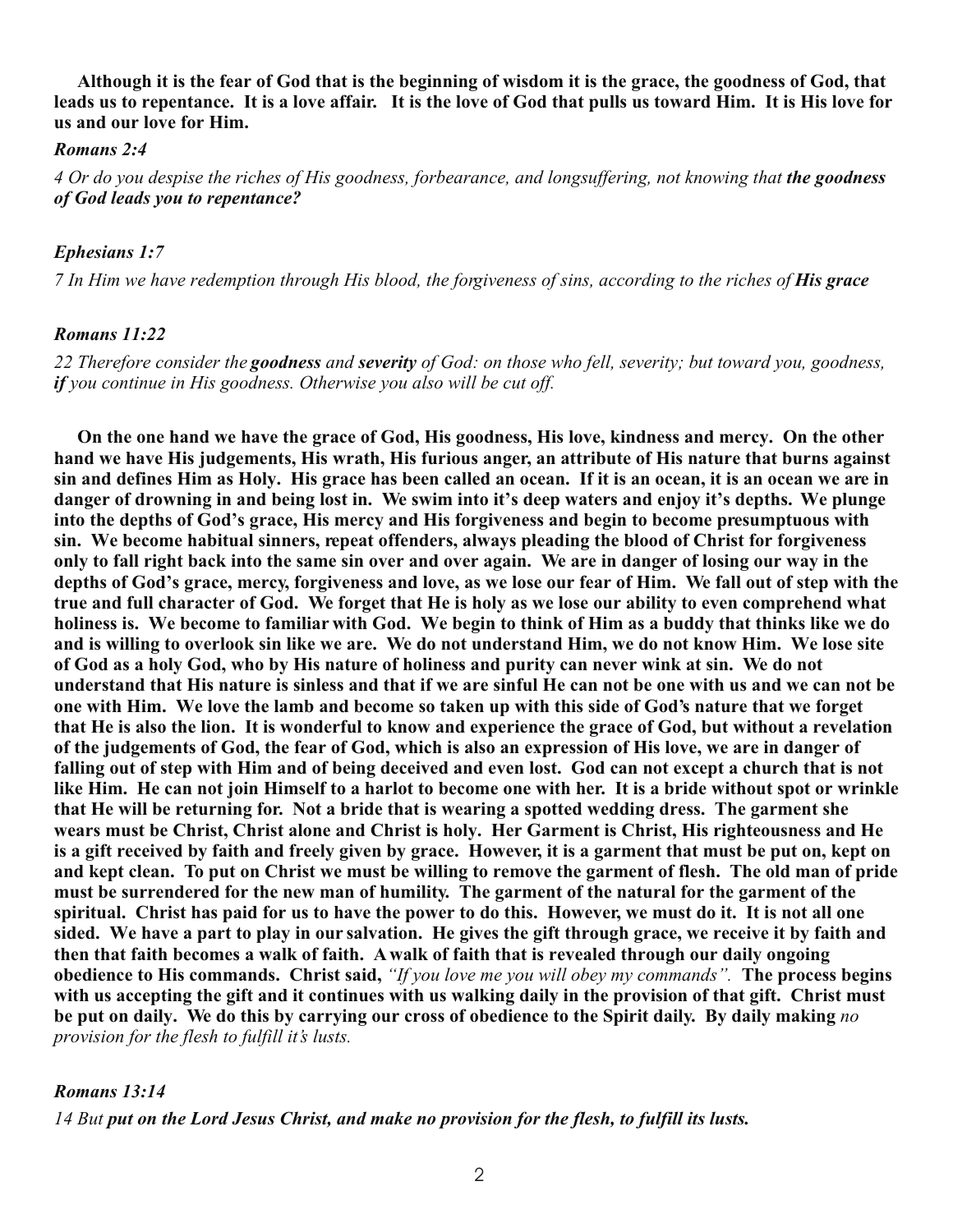**Although it is the fear of God that is the beginning of wisdom it is the grace, the goodness of God, that leads us to repentance. It is a love affair. It is the love of God that pulls us toward Him. It is His love for us and our love for Him.**

***Romans 2:4***

*4 Or do you despise the riches of His goodness, forbearance, and longsuffering, not knowing that **the goodness of God leads you to repentance?***

***Ephesians 1:7***

*7 In Him we have redemption through His blood, the forgiveness of sins, according to the riches of **His grace***

***Romans 11:22***

*22 Therefore consider the **goodness** and **severity** of God: on those who fell, severity; but toward you, goodness, **if** you continue in His goodness. Otherwise you also will be cut off.*

**On the one hand we have the grace of God, His goodness, His love, kindness and mercy. On the other hand we have His judgements, His wrath, His furious anger, an attribute of His nature that burns against sin and defines Him as Holy. His grace has been called an ocean. If it is an ocean, it is an ocean we are in danger of drowning in and being lost in. We swim into it's deep waters and enjoy it's depths. We plunge into the depths of God's grace, His mercy and His forgiveness and begin to become presumptuous with sin. We become habitual sinners, repeat offenders, always pleading the blood of Christ for forgiveness only to fall right back into the same sin over and over again. We are in danger of losing our way in the depths of God's grace, mercy, forgiveness and love, as we lose our fear of Him. We fall out of step with the true and full character of God. We forget that He is holy as we lose our ability to even comprehend what holiness is. We become to familiar with God. We begin to think of Him as a buddy that thinks like we do and is willing to overlook sin like we are. We do not understand Him, we do not know Him. We lose site of God as a holy God, who by His nature of holiness and purity can never wink at sin. We do not understand that His nature is sinless and that if we are sinful He can not be one with us and we can not be one with Him. We love the lamb and become so taken up with this side of God's nature that we forget that He is also the lion. It is wonderful to know and experience the grace of God, but without a revelation of the judgements of God, the fear of God, which is also an expression of His love, we are in danger of falling out of step with Him and of being deceived and even lost. God can not except a church that is not like Him. He can not join Himself to a harlot to become one with her. It is a bride without spot or wrinkle that He will be returning for. Not a bride that is wearing a spotted wedding dress. The garment she wears must be Christ, Christ alone and Christ is holy. Her Garment is Christ, His righteousness and He is a gift received by faith and freely given by grace. However, it is a garment that must be put on, kept on and kept clean. To put on Christ we must be willing to remove the garment of flesh. The old man of pride must be surrendered for the new man of humility. The garment of the natural for the garment of the spiritual. Christ has paid for us to have the power to do this. However, we must do it. It is not all one sided. We have a part to play in our salvation. He gives the gift through grace, we receive it by faith and then that faith becomes a walk of faith. A walk of faith that is revealed through our daily ongoing obedience to His commands. Christ said,** *"If you love me you will obey my commands".* **The process begins with us accepting the gift and it continues with us walking daily in the provision of that gift. Christ must be put on daily. We do this by carrying our cross of obedience to the Spirit daily. By daily making** *no provision for the flesh to fulfill it's lusts.*

***Romans 13:14***

*14 But **put on the Lord Jesus Christ, and make no provision for the flesh, to fulfill its lusts.***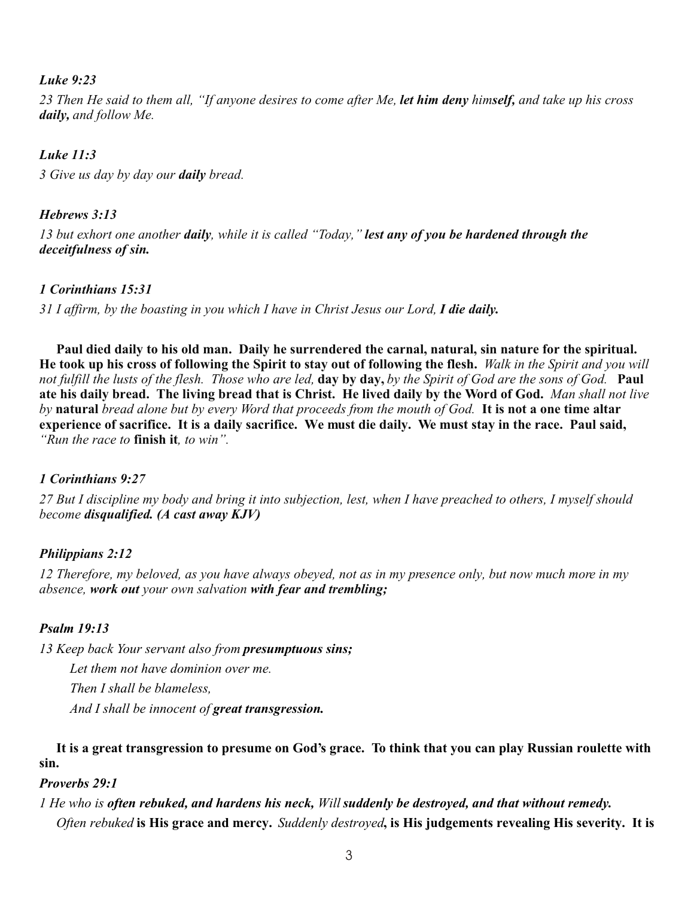***Luke 9:23***

*23 Then He said to them all, "If anyone desires to come after Me, **let him deny** him**self,** and take up his cross **daily,** and follow Me.*

***Luke 11:3***

*3 Give us day by day our **daily** bread.*

***Hebrews 3:13***

*13 but exhort one another **daily**, while it is called "Today," **lest any of you be hardened through the deceitfulness of sin.***

***1 Corinthians 15:31***

*31 I affirm, by the boasting in you which I have in Christ Jesus our Lord, **I die daily.***

**Paul died daily to his old man. Daily he surrendered the carnal, natural, sin nature for the spiritual. He took up his cross of following the Spirit to stay out of following the flesh.** *Walk in the Spirit and you will not fulfill the lusts of the flesh. Those who are led,* **day by day,** *by the Spirit of God are the sons of God.* **Paul ate his daily bread. The living bread that is Christ. He lived daily by the Word of God.** *Man shall not live by* **natural** *bread alone but by every Word that proceeds from the mouth of God.* **It is not a one time altar experience of sacrifice. It is a daily sacrifice. We must die daily. We must stay in the race. Paul said,** *"Run the race to* **finish it***, to win".*

***1 Corinthians 9:27***

*27 But I discipline my body and bring it into subjection, lest, when I have preached to others, I myself should become **disqualified. (A cast away KJV)***

***Philippians 2:12***

*12 Therefore, my beloved, as you have always obeyed, not as in my presence only, but now much more in my absence, **work out** your own salvation **with fear and trembling;***

***Psalm 19:13***

*13 Keep back Your servant also from **presumptuous sins;***
*Let them not have dominion over me.*
*Then I shall be blameless,*
*And I shall be innocent of **great transgression.***

**It is a great transgression to presume on God's grace. To think that you can play Russian roulette with sin.**

***Proverbs 29:1***

*1 He who is **often rebuked, and hardens his neck,** Will **suddenly be destroyed, and that without remedy.***

*Often rebuked* **is His grace and mercy.** *Suddenly destroyed***, is His judgements revealing His severity. It is**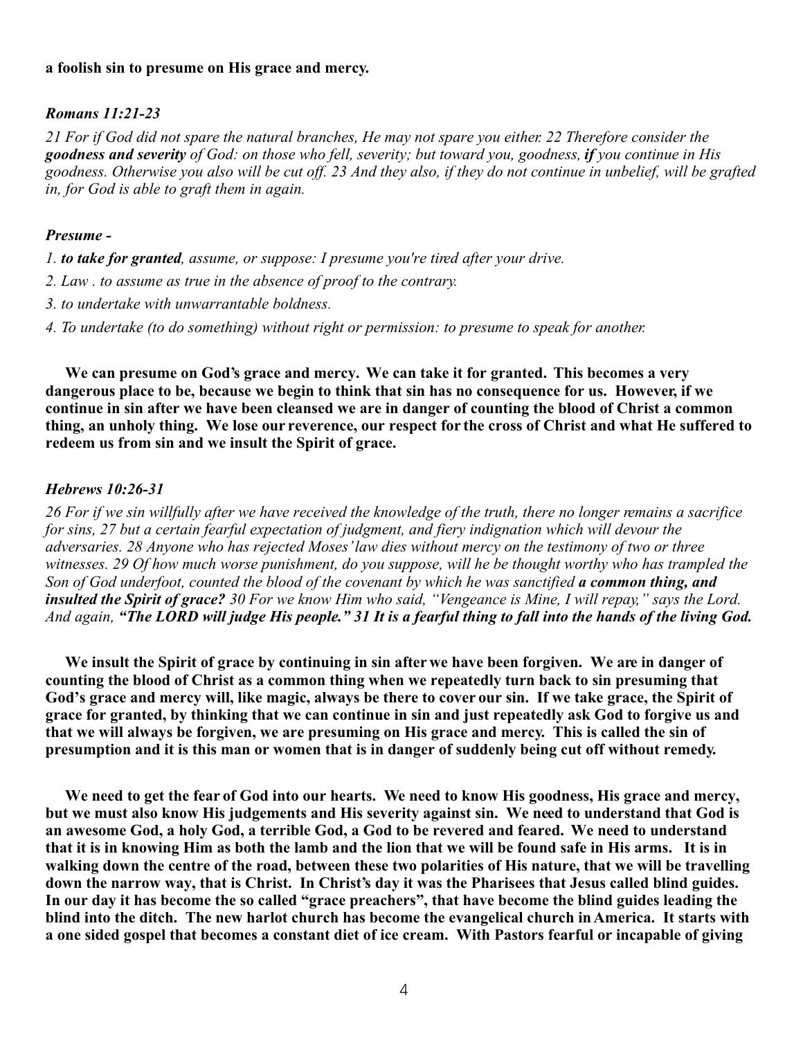**a foolish sin to presume on His grace and mercy.**

***Romans 11:21-23***

*21 For if God did not spare the natural branches, He may not spare you either. 22 Therefore consider the **goodness and severity** of God: on those who fell, severity; but toward you, goodness, **if** you continue in His goodness. Otherwise you also will be cut off. 23 And they also, if they do not continue in unbelief, will be grafted in, for God is able to graft them in again.*

***Presume -***

*1. **to take for granted**, assume, or suppose: I presume you're tired after your drive.*

*2. Law . to assume as true in the absence of proof to the contrary.*

*3. to undertake with unwarrantable boldness.*

*4. To undertake (to do something) without right or permission: to presume to speak for another.*

**We can presume on God's grace and mercy. We can take it for granted. This becomes a very dangerous place to be, because we begin to think that sin has no consequence for us. However, if we continue in sin after we have been cleansed we are in danger of counting the blood of Christ a common thing, an unholy thing. We lose our reverence, our respect for the cross of Christ and what He suffered to redeem us from sin and we insult the Spirit of grace.**

***Hebrews 10:26-31***

*26 For if we sin willfully after we have received the knowledge of the truth, there no longer remains a sacrifice for sins, 27 but a certain fearful expectation of judgment, and fiery indignation which will devour the adversaries. 28 Anyone who has rejected Moses' law dies without mercy on the testimony of two or three witnesses. 29 Of how much worse punishment, do you suppose, will he be thought worthy who has trampled the Son of God underfoot, counted the blood of the covenant by which he was sanctified **a common thing, and insulted the Spirit of grace?** 30 For we know Him who said, "Vengeance is Mine, I will repay," says the Lord. And again, **"The LORD will judge His people." 31 It is a fearful thing to fall into the hands of the living God.***

**We insult the Spirit of grace by continuing in sin after we have been forgiven. We are in danger of counting the blood of Christ as a common thing when we repeatedly turn back to sin presuming that God's grace and mercy will, like magic, always be there to cover our sin. If we take grace, the Spirit of grace for granted, by thinking that we can continue in sin and just repeatedly ask God to forgive us and that we will always be forgiven, we are presuming on His grace and mercy. This is called the sin of presumption and it is this man or women that is in danger of suddenly being cut off without remedy.**

**We need to get the fear of God into our hearts. We need to know His goodness, His grace and mercy, but we must also know His judgements and His severity against sin. We need to understand that God is an awesome God, a holy God, a terrible God, a God to be revered and feared. We need to understand that it is in knowing Him as both the lamb and the lion that we will be found safe in His arms. It is in walking down the centre of the road, between these two polarities of His nature, that we will be travelling down the narrow way, that is Christ. In Christ's day it was the Pharisees that Jesus called blind guides. In our day it has become the so called "grace preachers", that have become the blind guides leading the blind into the ditch. The new harlot church has become the evangelical church in America. It starts with a one sided gospel that becomes a constant diet of ice cream. With Pastors fearful or incapable of giving**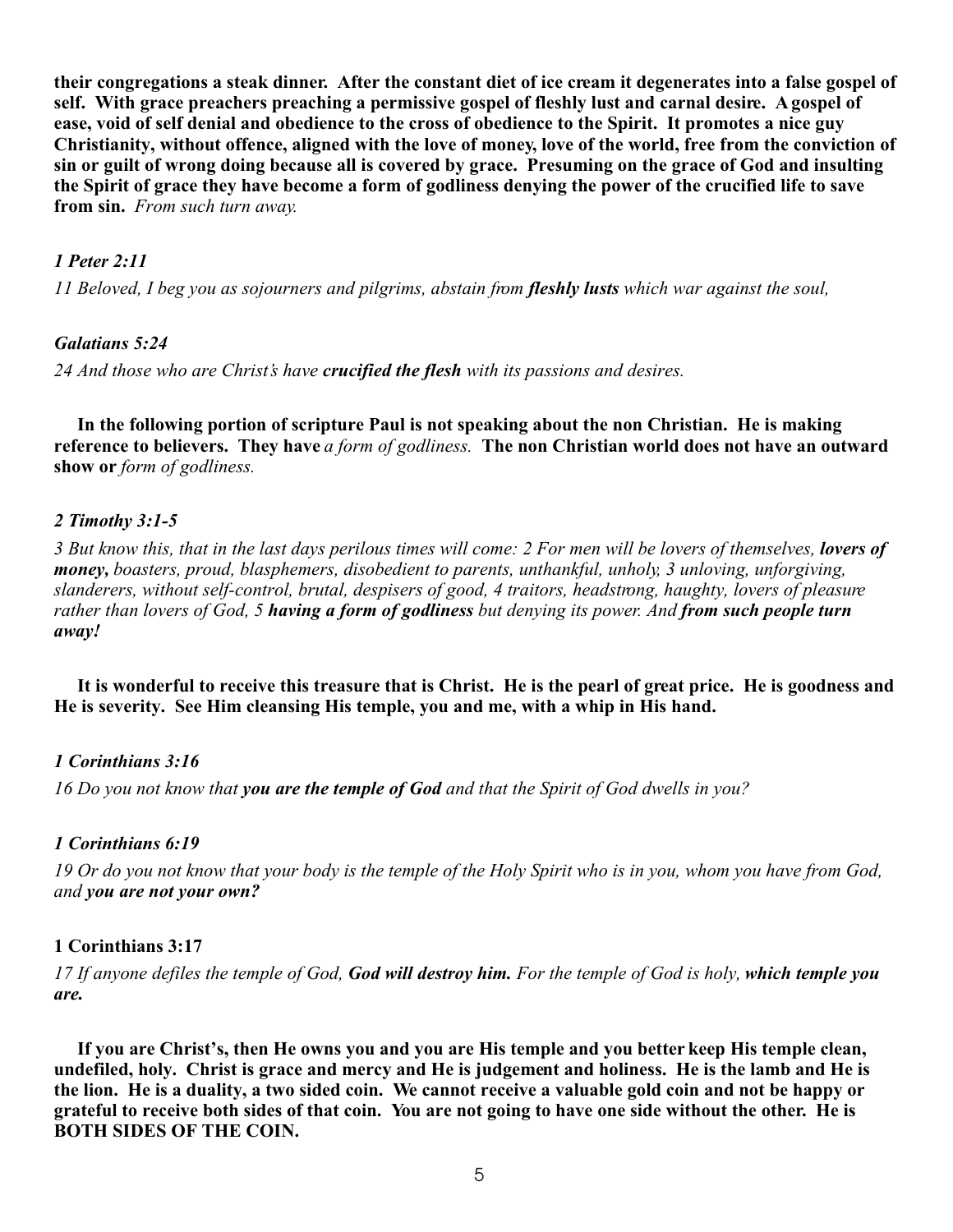**their congregations a steak dinner. After the constant diet of ice cream it degenerates into a false gospel of self. With grace preachers preaching a permissive gospel of fleshly lust and carnal desire. A gospel of ease, void of self denial and obedience to the cross of obedience to the Spirit. It promotes a nice guy Christianity, without offence, aligned with the love of money, love of the world, free from the conviction of sin or guilt of wrong doing because all is covered by grace. Presuming on the grace of God and insulting the Spirit of grace they have become a form of godliness denying the power of the crucified life to save from sin.** *From such turn away.*

***1 Peter 2:11***

*11 Beloved, I beg you as sojourners and pilgrims, abstain from* ***fleshly lusts*** *which war against the soul,*

***Galatians 5:24***

*24 And those who are Christ's have* ***crucified the flesh*** *with its passions and desires.*

**In the following portion of scripture Paul is not speaking about the non Christian. He is making reference to believers. They have** *a form of godliness.* **The non Christian world does not have an outward show or** *form of godliness.*

***2 Timothy 3:1-5***

*3 But know this, that in the last days perilous times will come: 2 For men will be lovers of themselves,* ***lovers of money,*** *boasters, proud, blasphemers, disobedient to parents, unthankful, unholy, 3 unloving, unforgiving, slanderers, without self-control, brutal, despisers of good, 4 traitors, headstrong, haughty, lovers of pleasure rather than lovers of God, 5* ***having a form of godliness*** *but denying its power. And* ***from such people turn away!***

**It is wonderful to receive this treasure that is Christ. He is the pearl of great price. He is goodness and He is severity. See Him cleansing His temple, you and me, with a whip in His hand.**

***1 Corinthians 3:16***

*16 Do you not know that* ***you are the temple of God*** *and that the Spirit of God dwells in you?*

***1 Corinthians 6:19***

*19 Or do you not know that your body is the temple of the Holy Spirit who is in you, whom you have from God, and* ***you are not your own?***

**1 Corinthians 3:17**

*17 If anyone defiles the temple of God,* ***God will destroy him.*** *For the temple of God is holy,* ***which temple you are.***

**If you are Christ's, then He owns you and you are His temple and you better keep His temple clean, undefiled, holy. Christ is grace and mercy and He is judgement and holiness. He is the lamb and He is the lion. He is a duality, a two sided coin. We cannot receive a valuable gold coin and not be happy or grateful to receive both sides of that coin. You are not going to have one side without the other. He is BOTH SIDES OF THE COIN.**